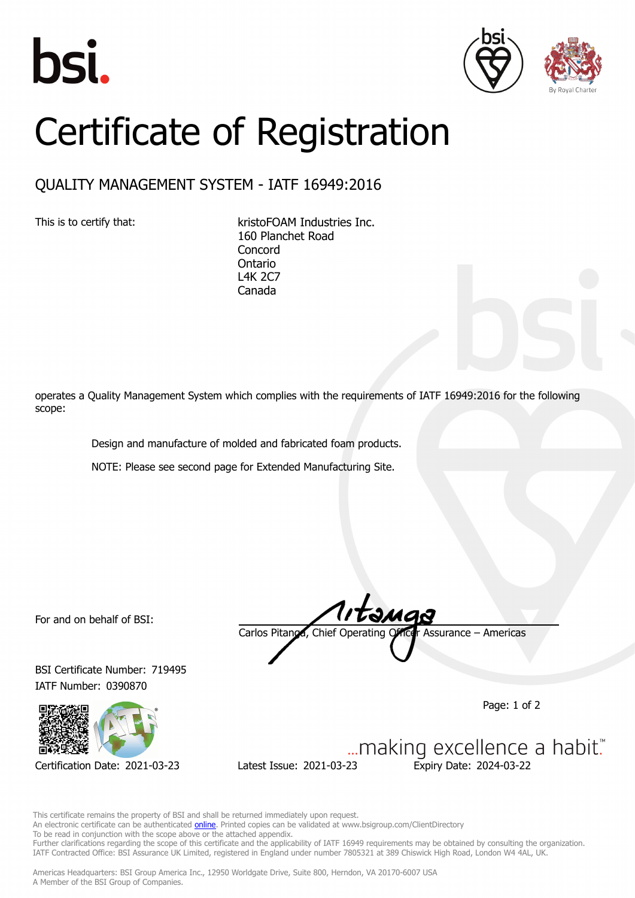# Certificate of Registration

## QUALITY MANAGEMENT SYSTEM - IATF 16949:2016

This is to certify that:

kristoFOAM Industries Inc.
160 Planchet Road
Concord
Ontario
L4K 2C7
Canada

operates a Quality Management System which complies with the requirements of IATF 16949:2016 for the following scope:

Design and manufacture of molded and fabricated foam products.

NOTE: Please see second page for Extended Manufacturing Site.

For and on behalf of BSI:

Carlos Pitanga, Chief Operating Officer Assurance – Americas

BSI Certificate Number: 719495
IATF Number: 0390870

Certification Date: 2021-03-23 Latest Issue: 2021-03-23 Expiry Date: 2024-03-22

...making excellence a habit.™

This certificate remains the property of BSI and shall be returned immediately upon request.
An electronic certificate can be authenticated online. Printed copies can be validated at www.bsigroup.com/ClientDirectory
To be read in conjunction with the scope above or the attached appendix.
Further clarifications regarding the scope of this certificate and the applicability of IATF 16949 requirements may be obtained by consulting the organization.
IATF Contracted Office: BSI Assurance UK Limited, registered in England under number 7805321 at 389 Chiswick High Road, London W4 4AL, UK.

Americas Headquarters: BSI Group America Inc., 12950 Worldgate Drive, Suite 800, Herndon, VA 20170-6007 USA
A Member of the BSI Group of Companies.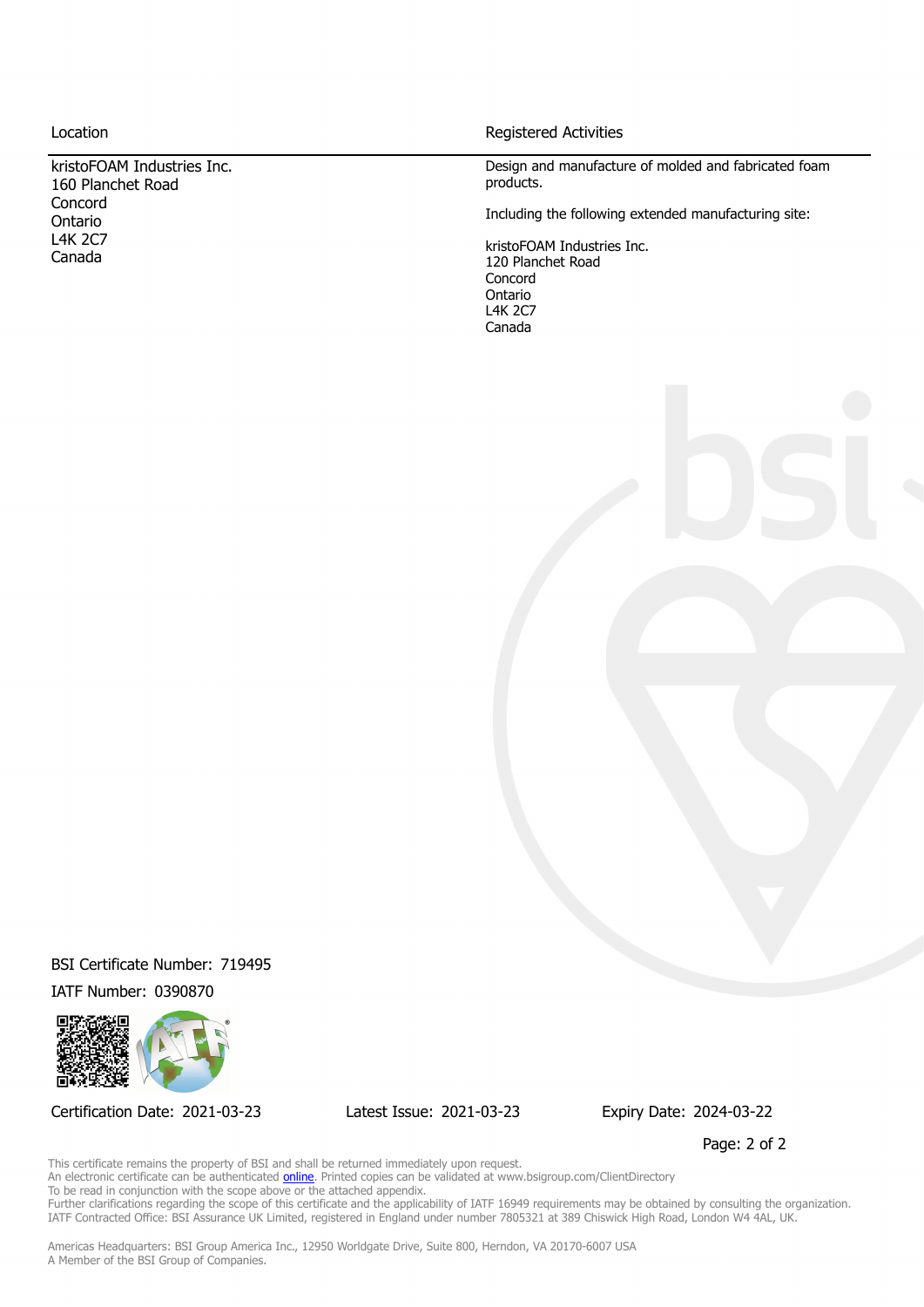| Location | Registered Activities |
| --- | --- |
| kristoFOAM Industries Inc.<br>160 Planchet Road<br>Concord<br>Ontario<br>L4K 2C7<br>Canada | Design and manufacture of molded and fabricated foam products.<br><br>Including the following extended manufacturing site:<br><br>kristoFOAM Industries Inc.<br>120 Planchet Road<br>Concord<br>Ontario<br>L4K 2C7<br>Canada |

BSI Certificate Number: 719495

IATF Number: 0390870

Certification Date: 2021-03-23 Latest Issue: 2021-03-23 Expiry Date: 2024-03-22

This certificate remains the property of BSI and shall be returned immediately upon request.
An electronic certificate can be authenticated online. Printed copies can be validated at www.bsigroup.com/ClientDirectory
To be read in conjunction with the scope above or the attached appendix.
Further clarifications regarding the scope of this certificate and the applicability of IATF 16949 requirements may be obtained by consulting the organization.
IATF Contracted Office: BSI Assurance UK Limited, registered in England under number 7805321 at 389 Chiswick High Road, London W4 4AL, UK.

Americas Headquarters: BSI Group America Inc., 12950 Worldgate Drive, Suite 800, Herndon, VA 20170-6007 USA
A Member of the BSI Group of Companies.